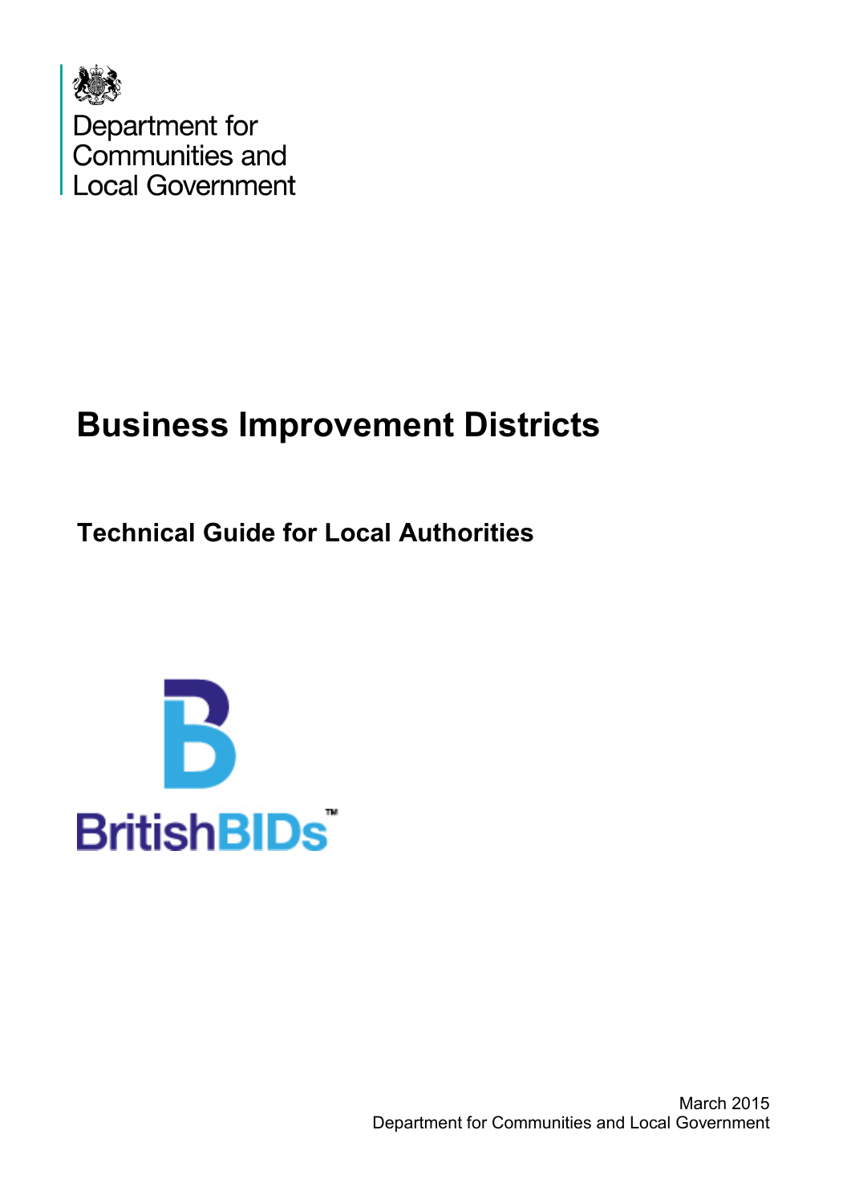Department for Communities and Local Government

# Business Improvement Districts

## Technical Guide for Local Authorities

BritishBIDs™

March 2015
Department for Communities and Local Government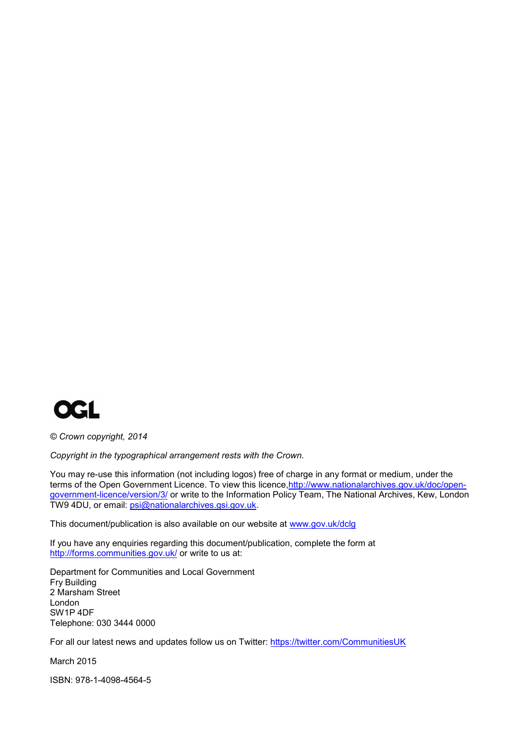OGL

*© Crown copyright, 2014*

*Copyright in the typographical arrangement rests with the Crown.*

You may re-use this information (not including logos) free of charge in any format or medium, under the terms of the Open Government Licence. To view this licence,http://www.nationalarchives.gov.uk/doc/open-government-licence/version/3/ or write to the Information Policy Team, The National Archives, Kew, London TW9 4DU, or email: psi@nationalarchives.gsi.gov.uk.

This document/publication is also available on our website at www.gov.uk/dclg

If you have any enquiries regarding this document/publication, complete the form at http://forms.communities.gov.uk/ or write to us at:

Department for Communities and Local Government
Fry Building
2 Marsham Street
London
SW1P 4DF
Telephone: 030 3444 0000

For all our latest news and updates follow us on Twitter: https://twitter.com/CommunitiesUK

March 2015

ISBN: 978-1-4098-4564-5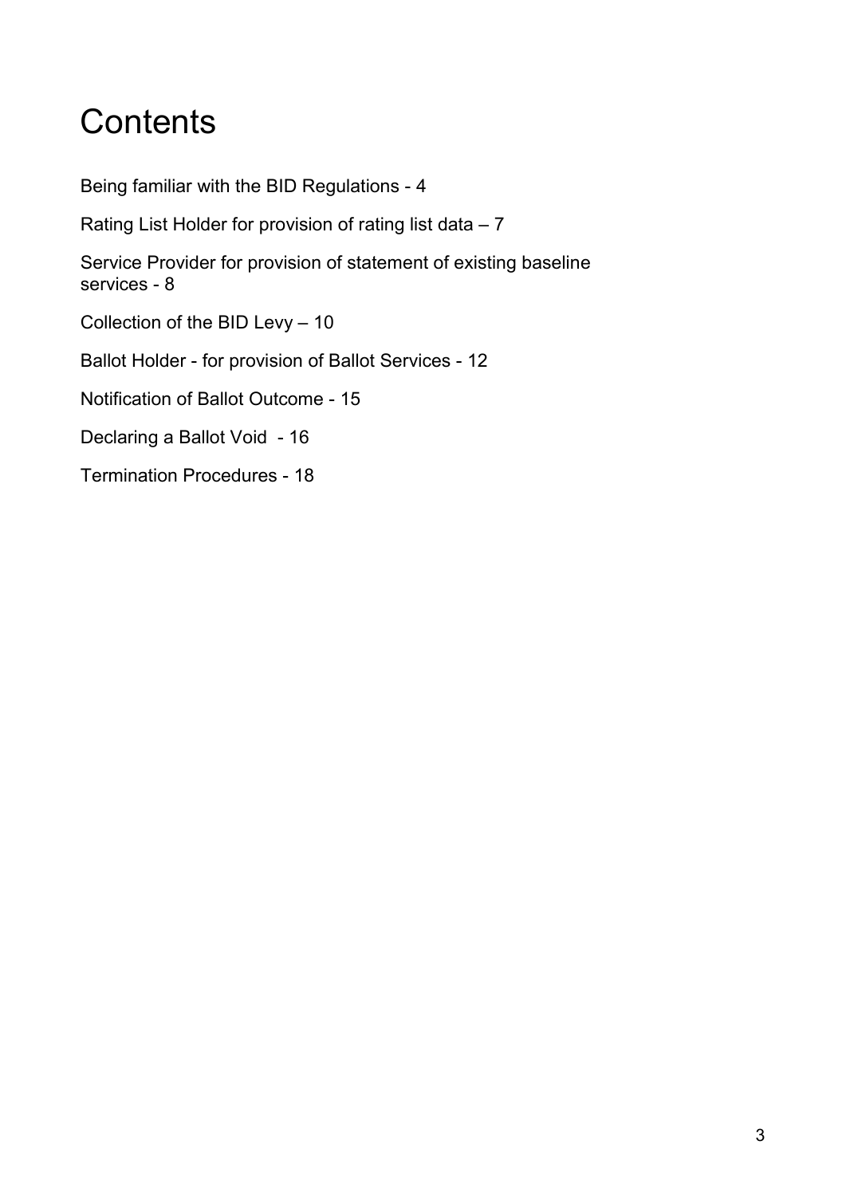# Contents

Being familiar with the BID Regulations - 4

Rating List Holder for provision of rating list data – 7

Service Provider for provision of statement of existing baseline services - 8

Collection of the BID Levy – 10

Ballot Holder - for provision of Ballot Services - 12

Notification of Ballot Outcome - 15

Declaring a Ballot Void - 16

Termination Procedures - 18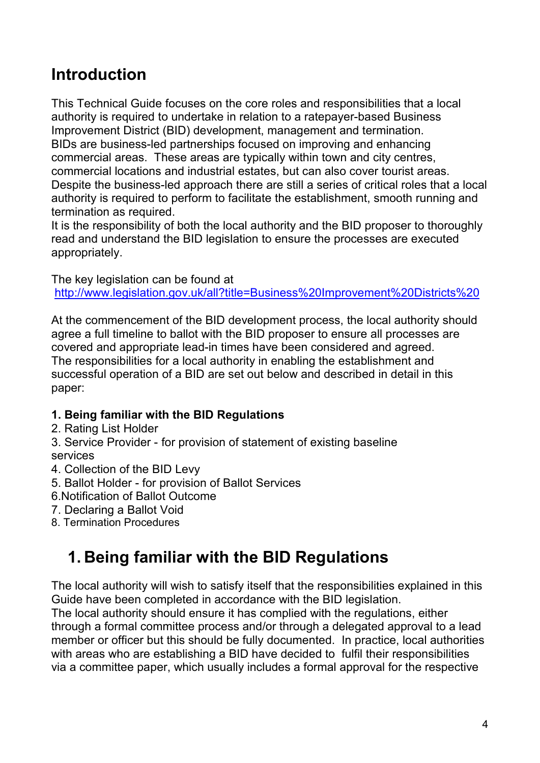## Introduction

This Technical Guide focuses on the core roles and responsibilities that a local authority is required to undertake in relation to a ratepayer-based Business Improvement District (BID) development, management and termination.
BIDs are business-led partnerships focused on improving and enhancing commercial areas. These areas are typically within town and city centres, commercial locations and industrial estates, but can also cover tourist areas.
Despite the business-led approach there are still a series of critical roles that a local authority is required to perform to facilitate the establishment, smooth running and termination as required.
It is the responsibility of both the local authority and the BID proposer to thoroughly read and understand the BID legislation to ensure the processes are executed appropriately.

The key legislation can be found at
http://www.legislation.gov.uk/all?title=Business%20Improvement%20Districts%20

At the commencement of the BID development process, the local authority should agree a full timeline to ballot with the BID proposer to ensure all processes are covered and appropriate lead-in times have been considered and agreed.
The responsibilities for a local authority in enabling the establishment and successful operation of a BID are set out below and described in detail in this paper:

**1. Being familiar with the BID Regulations**
2. Rating List Holder
3. Service Provider - for provision of statement of existing baseline services
4. Collection of the BID Levy
5. Ballot Holder - for provision of Ballot Services
6.Notification of Ballot Outcome
7. Declaring a Ballot Void
8. Termination Procedures

## 1. Being familiar with the BID Regulations

The local authority will wish to satisfy itself that the responsibilities explained in this Guide have been completed in accordance with the BID legislation.
The local authority should ensure it has complied with the regulations, either through a formal committee process and/or through a delegated approval to a lead member or officer but this should be fully documented. In practice, local authorities with areas who are establishing a BID have decided to fulfil their responsibilities via a committee paper, which usually includes a formal approval for the respective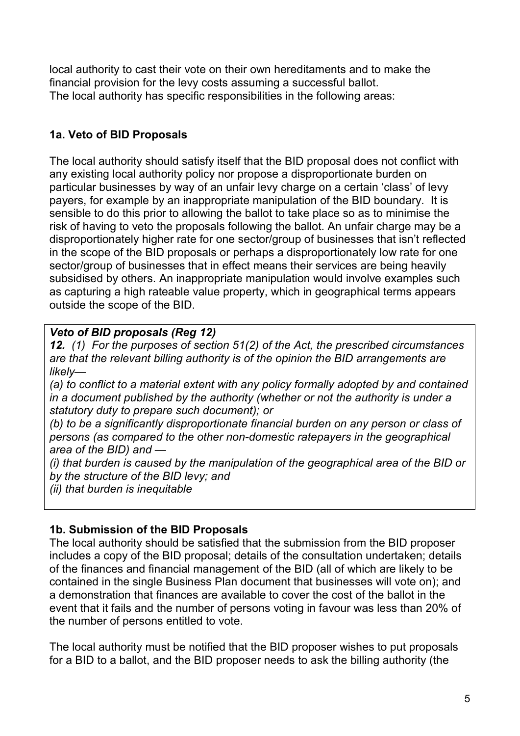local authority to cast their vote on their own hereditaments and to make the financial provision for the levy costs assuming a successful ballot.
The local authority has specific responsibilities in the following areas:

### 1a. Veto of BID Proposals

The local authority should satisfy itself that the BID proposal does not conflict with any existing local authority policy nor propose a disproportionate burden on particular businesses by way of an unfair levy charge on a certain 'class' of levy payers, for example by an inappropriate manipulation of the BID boundary. It is sensible to do this prior to allowing the ballot to take place so as to minimise the risk of having to veto the proposals following the ballot. An unfair charge may be a disproportionately higher rate for one sector/group of businesses that isn't reflected in the scope of the BID proposals or perhaps a disproportionately low rate for one sector/group of businesses that in effect means their services are being heavily subsidised by others. An inappropriate manipulation would involve examples such as capturing a high rateable value property, which in geographical terms appears outside the scope of the BID.

> ***Veto of BID proposals (Reg 12)***
> ***12.*** *(1) For the purposes of section 51(2) of the Act, the prescribed circumstances are that the relevant billing authority is of the opinion the BID arrangements are likely—*
> *(a) to conflict to a material extent with any policy formally adopted by and contained in a document published by the authority (whether or not the authority is under a statutory duty to prepare such document); or*
> *(b) to be a significantly disproportionate financial burden on any person or class of persons (as compared to the other non-domestic ratepayers in the geographical area of the BID) and —*
> *(i) that burden is caused by the manipulation of the geographical area of the BID or by the structure of the BID levy; and*
> *(ii) that burden is inequitable*

### 1b. Submission of the BID Proposals

The local authority should be satisfied that the submission from the BID proposer includes a copy of the BID proposal; details of the consultation undertaken; details of the finances and financial management of the BID (all of which are likely to be contained in the single Business Plan document that businesses will vote on); and a demonstration that finances are available to cover the cost of the ballot in the event that it fails and the number of persons voting in favour was less than 20% of the number of persons entitled to vote.

The local authority must be notified that the BID proposer wishes to put proposals for a BID to a ballot, and the BID proposer needs to ask the billing authority (the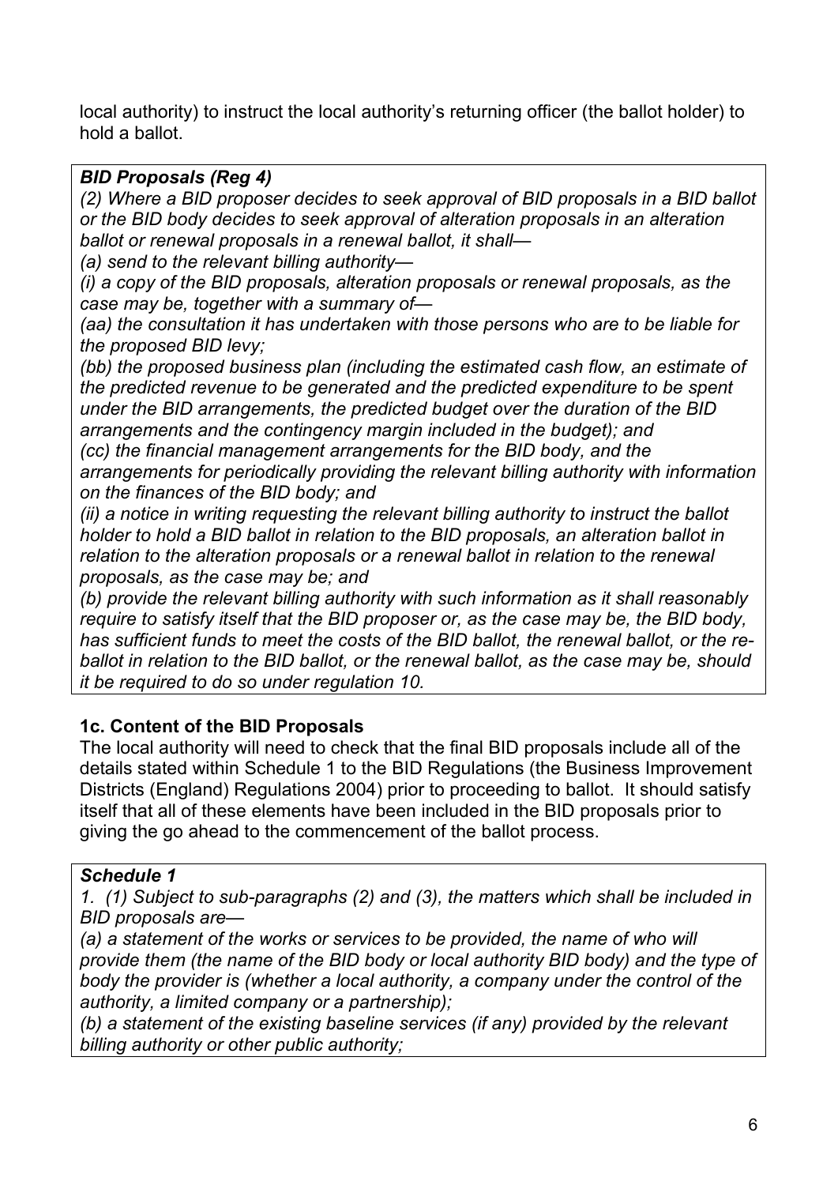local authority) to instruct the local authority's returning officer (the ballot holder) to hold a ballot.

> ***BID Proposals (Reg 4)***
>
> *(2) Where a BID proposer decides to seek approval of BID proposals in a BID ballot or the BID body decides to seek approval of alteration proposals in an alteration ballot or renewal proposals in a renewal ballot, it shall—*
>
> *(a) send to the relevant billing authority—*
>
> *(i) a copy of the BID proposals, alteration proposals or renewal proposals, as the case may be, together with a summary of—*
>
> *(aa) the consultation it has undertaken with those persons who are to be liable for the proposed BID levy;*
>
> *(bb) the proposed business plan (including the estimated cash flow, an estimate of the predicted revenue to be generated and the predicted expenditure to be spent under the BID arrangements, the predicted budget over the duration of the BID arrangements and the contingency margin included in the budget); and*
>
> *(cc) the financial management arrangements for the BID body, and the arrangements for periodically providing the relevant billing authority with information on the finances of the BID body; and*
>
> *(ii) a notice in writing requesting the relevant billing authority to instruct the ballot holder to hold a BID ballot in relation to the BID proposals, an alteration ballot in relation to the alteration proposals or a renewal ballot in relation to the renewal proposals, as the case may be; and*
>
> *(b) provide the relevant billing authority with such information as it shall reasonably require to satisfy itself that the BID proposer or, as the case may be, the BID body, has sufficient funds to meet the costs of the BID ballot, the renewal ballot, or the re-ballot in relation to the BID ballot, or the renewal ballot, as the case may be, should it be required to do so under regulation 10.*

### 1c. Content of the BID Proposals

The local authority will need to check that the final BID proposals include all of the details stated within Schedule 1 to the BID Regulations (the Business Improvement Districts (England) Regulations 2004) prior to proceeding to ballot. It should satisfy itself that all of these elements have been included in the BID proposals prior to giving the go ahead to the commencement of the ballot process.

> ***Schedule 1***
>
> *1. (1) Subject to sub-paragraphs (2) and (3), the matters which shall be included in BID proposals are—*
>
> *(a) a statement of the works or services to be provided, the name of who will provide them (the name of the BID body or local authority BID body) and the type of body the provider is (whether a local authority, a company under the control of the authority, a limited company or a partnership);*
>
> *(b) a statement of the existing baseline services (if any) provided by the relevant billing authority or other public authority;*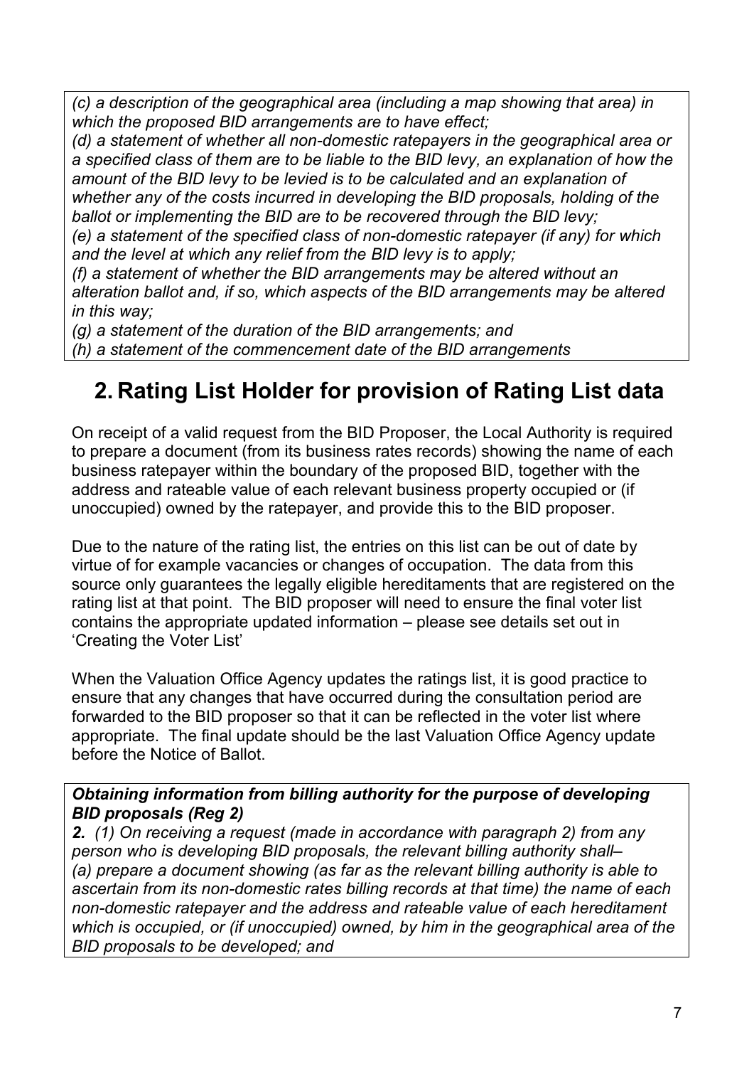*(c) a description of the geographical area (including a map showing that area) in which the proposed BID arrangements are to have effect;*
*(d) a statement of whether all non-domestic ratepayers in the geographical area or a specified class of them are to be liable to the BID levy, an explanation of how the amount of the BID levy to be levied is to be calculated and an explanation of whether any of the costs incurred in developing the BID proposals, holding of the ballot or implementing the BID are to be recovered through the BID levy;*
*(e) a statement of the specified class of non-domestic ratepayer (if any) for which and the level at which any relief from the BID levy is to apply;*
*(f) a statement of whether the BID arrangements may be altered without an alteration ballot and, if so, which aspects of the BID arrangements may be altered in this way;*
*(g) a statement of the duration of the BID arrangements; and*
*(h) a statement of the commencement date of the BID arrangements*

## 2. Rating List Holder for provision of Rating List data

On receipt of a valid request from the BID Proposer, the Local Authority is required to prepare a document (from its business rates records) showing the name of each business ratepayer within the boundary of the proposed BID, together with the address and rateable value of each relevant business property occupied or (if unoccupied) owned by the ratepayer, and provide this to the BID proposer.

Due to the nature of the rating list, the entries on this list can be out of date by virtue of for example vacancies or changes of occupation. The data from this source only guarantees the legally eligible hereditaments that are registered on the rating list at that point. The BID proposer will need to ensure the final voter list contains the appropriate updated information – please see details set out in 'Creating the Voter List'

When the Valuation Office Agency updates the ratings list, it is good practice to ensure that any changes that have occurred during the consultation period are forwarded to the BID proposer so that it can be reflected in the voter list where appropriate. The final update should be the last Valuation Office Agency update before the Notice of Ballot.

***Obtaining information from billing authority for the purpose of developing BID proposals (Reg 2)***

***2.*** *(1) On receiving a request (made in accordance with paragraph 2) from any person who is developing BID proposals, the relevant billing authority shall–*
*(a) prepare a document showing (as far as the relevant billing authority is able to ascertain from its non-domestic rates billing records at that time) the name of each non-domestic ratepayer and the address and rateable value of each hereditament which is occupied, or (if unoccupied) owned, by him in the geographical area of the BID proposals to be developed; and*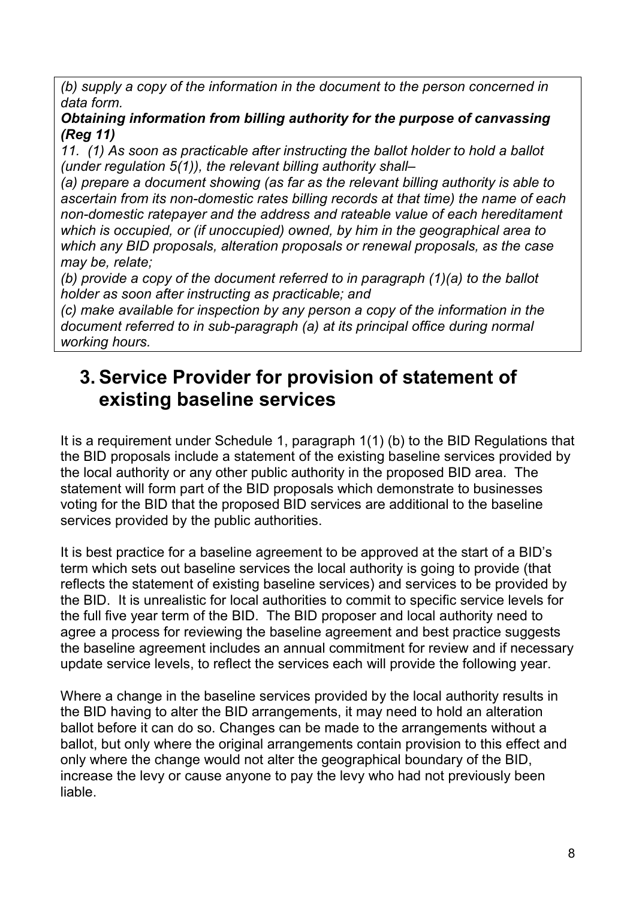*(b) supply a copy of the information in the document to the person concerned in data form.*

***Obtaining information from billing authority for the purpose of canvassing (Reg 11)***

*11. (1) As soon as practicable after instructing the ballot holder to hold a ballot (under regulation 5(1)), the relevant billing authority shall–*

*(a) prepare a document showing (as far as the relevant billing authority is able to ascertain from its non-domestic rates billing records at that time) the name of each non-domestic ratepayer and the address and rateable value of each hereditament which is occupied, or (if unoccupied) owned, by him in the geographical area to which any BID proposals, alteration proposals or renewal proposals, as the case may be, relate;*

*(b) provide a copy of the document referred to in paragraph (1)(a) to the ballot holder as soon after instructing as practicable; and*

*(c) make available for inspection by any person a copy of the information in the document referred to in sub-paragraph (a) at its principal office during normal working hours.*

## 3. Service Provider for provision of statement of existing baseline services

It is a requirement under Schedule 1, paragraph 1(1) (b) to the BID Regulations that the BID proposals include a statement of the existing baseline services provided by the local authority or any other public authority in the proposed BID area. The statement will form part of the BID proposals which demonstrate to businesses voting for the BID that the proposed BID services are additional to the baseline services provided by the public authorities.

It is best practice for a baseline agreement to be approved at the start of a BID's term which sets out baseline services the local authority is going to provide (that reflects the statement of existing baseline services) and services to be provided by the BID. It is unrealistic for local authorities to commit to specific service levels for the full five year term of the BID. The BID proposer and local authority need to agree a process for reviewing the baseline agreement and best practice suggests the baseline agreement includes an annual commitment for review and if necessary update service levels, to reflect the services each will provide the following year.

Where a change in the baseline services provided by the local authority results in the BID having to alter the BID arrangements, it may need to hold an alteration ballot before it can do so. Changes can be made to the arrangements without a ballot, but only where the original arrangements contain provision to this effect and only where the change would not alter the geographical boundary of the BID, increase the levy or cause anyone to pay the levy who had not previously been liable.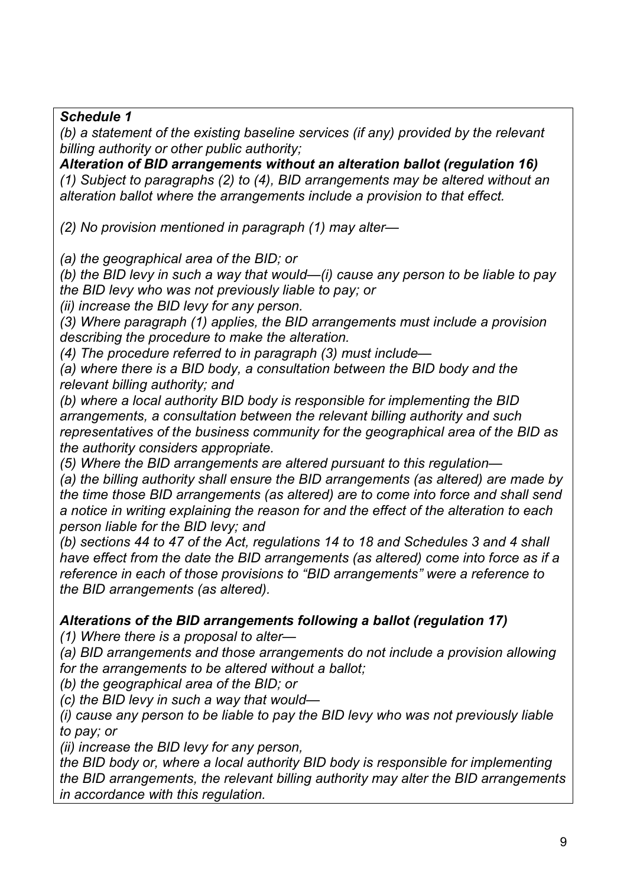***Schedule 1***

*(b) a statement of the existing baseline services (if any) provided by the relevant billing authority or other public authority;*

***Alteration of BID arrangements without an alteration ballot (regulation 16)***

*(1) Subject to paragraphs (2) to (4), BID arrangements may be altered without an alteration ballot where the arrangements include a provision to that effect.*

*(2) No provision mentioned in paragraph (1) may alter—*

*(a) the geographical area of the BID; or*

*(b) the BID levy in such a way that would—(i) cause any person to be liable to pay the BID levy who was not previously liable to pay; or*

*(ii) increase the BID levy for any person.*

*(3) Where paragraph (1) applies, the BID arrangements must include a provision describing the procedure to make the alteration.*

*(4) The procedure referred to in paragraph (3) must include—*

*(a) where there is a BID body, a consultation between the BID body and the relevant billing authority; and*

*(b) where a local authority BID body is responsible for implementing the BID arrangements, a consultation between the relevant billing authority and such representatives of the business community for the geographical area of the BID as the authority considers appropriate.*

*(5) Where the BID arrangements are altered pursuant to this regulation—*

*(a) the billing authority shall ensure the BID arrangements (as altered) are made by the time those BID arrangements (as altered) are to come into force and shall send a notice in writing explaining the reason for and the effect of the alteration to each person liable for the BID levy; and*

*(b) sections 44 to 47 of the Act, regulations 14 to 18 and Schedules 3 and 4 shall have effect from the date the BID arrangements (as altered) come into force as if a reference in each of those provisions to "BID arrangements" were a reference to the BID arrangements (as altered).*

***Alterations of the BID arrangements following a ballot (regulation 17)***

*(1) Where there is a proposal to alter—*

*(a) BID arrangements and those arrangements do not include a provision allowing for the arrangements to be altered without a ballot;*

*(b) the geographical area of the BID; or*

*(c) the BID levy in such a way that would—*

*(i) cause any person to be liable to pay the BID levy who was not previously liable to pay; or*

*(ii) increase the BID levy for any person,*

*the BID body or, where a local authority BID body is responsible for implementing the BID arrangements, the relevant billing authority may alter the BID arrangements in accordance with this regulation.*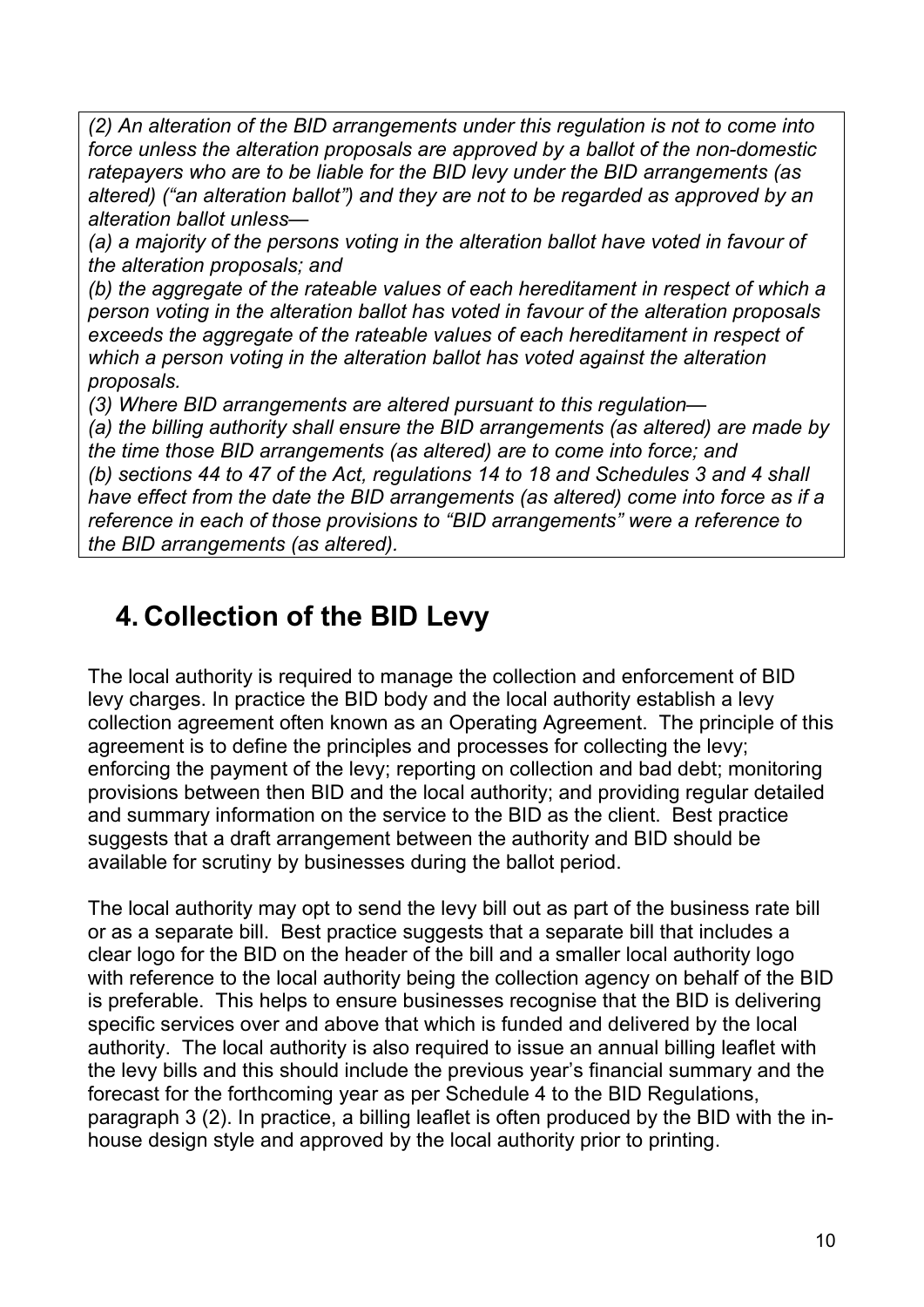*(2) An alteration of the BID arrangements under this regulation is not to come into force unless the alteration proposals are approved by a ballot of the non-domestic ratepayers who are to be liable for the BID levy under the BID arrangements (as altered) ("an alteration ballot") and they are not to be regarded as approved by an alteration ballot unless—*

*(a) a majority of the persons voting in the alteration ballot have voted in favour of the alteration proposals; and*

*(b) the aggregate of the rateable values of each hereditament in respect of which a person voting in the alteration ballot has voted in favour of the alteration proposals exceeds the aggregate of the rateable values of each hereditament in respect of which a person voting in the alteration ballot has voted against the alteration proposals.*

*(3) Where BID arrangements are altered pursuant to this regulation—*

*(a) the billing authority shall ensure the BID arrangements (as altered) are made by the time those BID arrangements (as altered) are to come into force; and*

*(b) sections 44 to 47 of the Act, regulations 14 to 18 and Schedules 3 and 4 shall have effect from the date the BID arrangements (as altered) come into force as if a reference in each of those provisions to "BID arrangements" were a reference to the BID arrangements (as altered).*

## 4. Collection of the BID Levy

The local authority is required to manage the collection and enforcement of BID levy charges. In practice the BID body and the local authority establish a levy collection agreement often known as an Operating Agreement. The principle of this agreement is to define the principles and processes for collecting the levy; enforcing the payment of the levy; reporting on collection and bad debt; monitoring provisions between then BID and the local authority; and providing regular detailed and summary information on the service to the BID as the client. Best practice suggests that a draft arrangement between the authority and BID should be available for scrutiny by businesses during the ballot period.

The local authority may opt to send the levy bill out as part of the business rate bill or as a separate bill. Best practice suggests that a separate bill that includes a clear logo for the BID on the header of the bill and a smaller local authority logo with reference to the local authority being the collection agency on behalf of the BID is preferable. This helps to ensure businesses recognise that the BID is delivering specific services over and above that which is funded and delivered by the local authority. The local authority is also required to issue an annual billing leaflet with the levy bills and this should include the previous year's financial summary and the forecast for the forthcoming year as per Schedule 4 to the BID Regulations, paragraph 3 (2). In practice, a billing leaflet is often produced by the BID with the in-house design style and approved by the local authority prior to printing.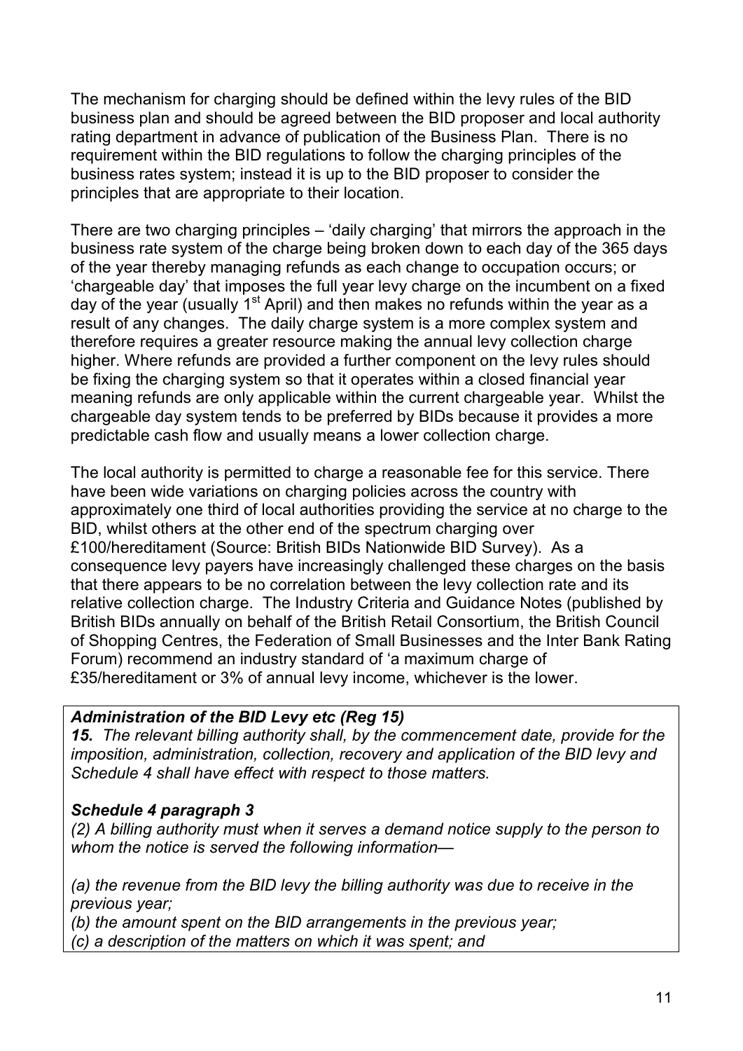The mechanism for charging should be defined within the levy rules of the BID business plan and should be agreed between the BID proposer and local authority rating department in advance of publication of the Business Plan. There is no requirement within the BID regulations to follow the charging principles of the business rates system; instead it is up to the BID proposer to consider the principles that are appropriate to their location.

There are two charging principles – 'daily charging' that mirrors the approach in the business rate system of the charge being broken down to each day of the 365 days of the year thereby managing refunds as each change to occupation occurs; or 'chargeable day' that imposes the full year levy charge on the incumbent on a fixed day of the year (usually 1st April) and then makes no refunds within the year as a result of any changes. The daily charge system is a more complex system and therefore requires a greater resource making the annual levy collection charge higher. Where refunds are provided a further component on the levy rules should be fixing the charging system so that it operates within a closed financial year meaning refunds are only applicable within the current chargeable year. Whilst the chargeable day system tends to be preferred by BIDs because it provides a more predictable cash flow and usually means a lower collection charge.

The local authority is permitted to charge a reasonable fee for this service. There have been wide variations on charging policies across the country with approximately one third of local authorities providing the service at no charge to the BID, whilst others at the other end of the spectrum charging over £100/hereditament (Source: British BIDs Nationwide BID Survey). As a consequence levy payers have increasingly challenged these charges on the basis that there appears to be no correlation between the levy collection rate and its relative collection charge. The Industry Criteria and Guidance Notes (published by British BIDs annually on behalf of the British Retail Consortium, the British Council of Shopping Centres, the Federation of Small Businesses and the Inter Bank Rating Forum) recommend an industry standard of 'a maximum charge of £35/hereditament or 3% of annual levy income, whichever is the lower.

***Administration of the BID Levy etc (Reg 15)***

***15.*** *The relevant billing authority shall, by the commencement date, provide for the imposition, administration, collection, recovery and application of the BID levy and Schedule 4 shall have effect with respect to those matters.*

***Schedule 4 paragraph 3***

*(2) A billing authority must when it serves a demand notice supply to the person to whom the notice is served the following information—*

*(a) the revenue from the BID levy the billing authority was due to receive in the previous year;*

*(b) the amount spent on the BID arrangements in the previous year;*

*(c) a description of the matters on which it was spent; and*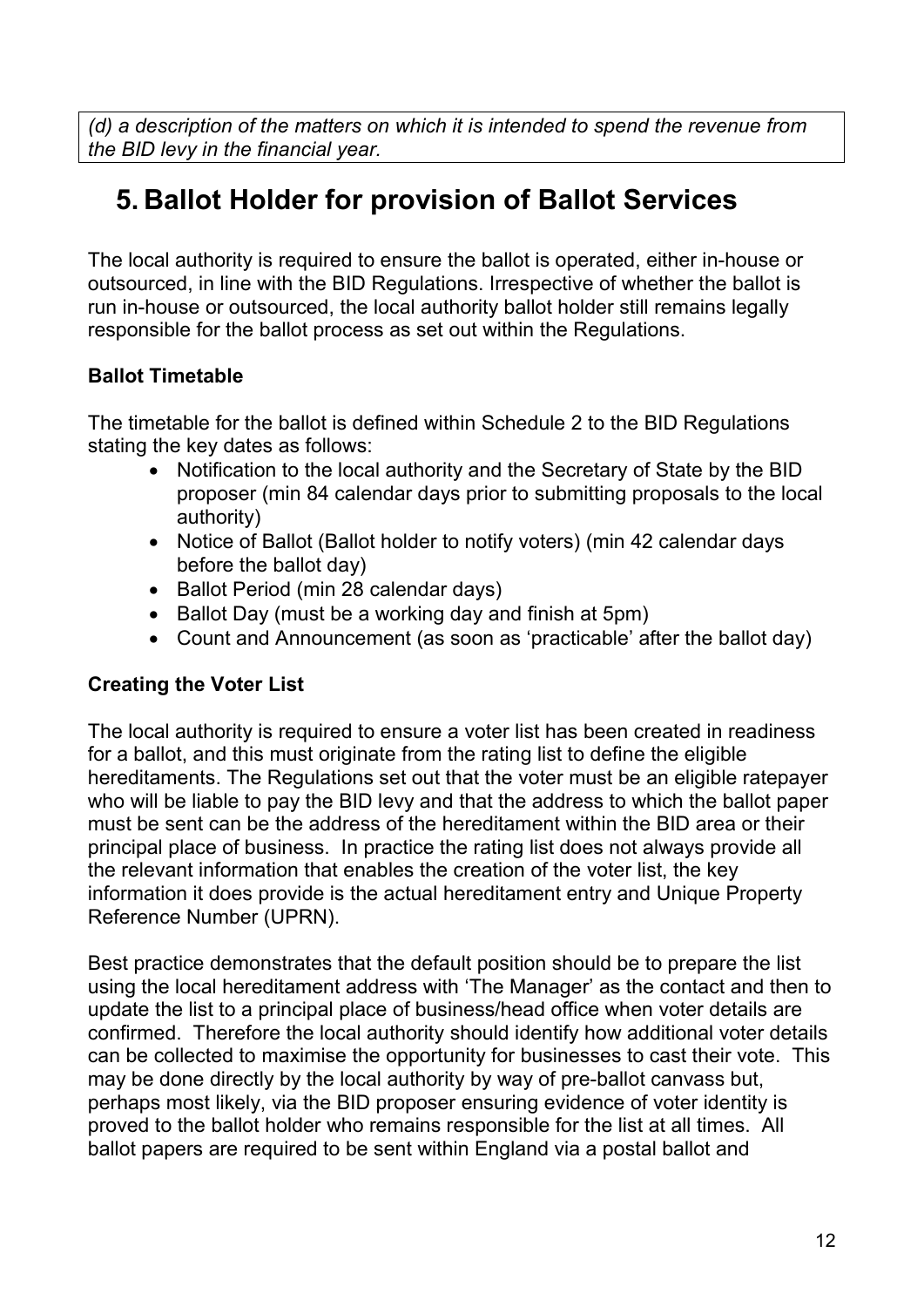*(d) a description of the matters on which it is intended to spend the revenue from the BID levy in the financial year.*

# 5. Ballot Holder for provision of Ballot Services

The local authority is required to ensure the ballot is operated, either in-house or outsourced, in line with the BID Regulations. Irrespective of whether the ballot is run in-house or outsourced, the local authority ballot holder still remains legally responsible for the ballot process as set out within the Regulations.

**Ballot Timetable**

The timetable for the ballot is defined within Schedule 2 to the BID Regulations stating the key dates as follows:

- Notification to the local authority and the Secretary of State by the BID proposer (min 84 calendar days prior to submitting proposals to the local authority)
- Notice of Ballot (Ballot holder to notify voters) (min 42 calendar days before the ballot day)
- Ballot Period (min 28 calendar days)
- Ballot Day (must be a working day and finish at 5pm)
- Count and Announcement (as soon as 'practicable' after the ballot day)

**Creating the Voter List**

The local authority is required to ensure a voter list has been created in readiness for a ballot, and this must originate from the rating list to define the eligible hereditaments. The Regulations set out that the voter must be an eligible ratepayer who will be liable to pay the BID levy and that the address to which the ballot paper must be sent can be the address of the hereditament within the BID area or their principal place of business. In practice the rating list does not always provide all the relevant information that enables the creation of the voter list, the key information it does provide is the actual hereditament entry and Unique Property Reference Number (UPRN).

Best practice demonstrates that the default position should be to prepare the list using the local hereditament address with 'The Manager' as the contact and then to update the list to a principal place of business/head office when voter details are confirmed. Therefore the local authority should identify how additional voter details can be collected to maximise the opportunity for businesses to cast their vote. This may be done directly by the local authority by way of pre-ballot canvass but, perhaps most likely, via the BID proposer ensuring evidence of voter identity is proved to the ballot holder who remains responsible for the list at all times. All ballot papers are required to be sent within England via a postal ballot and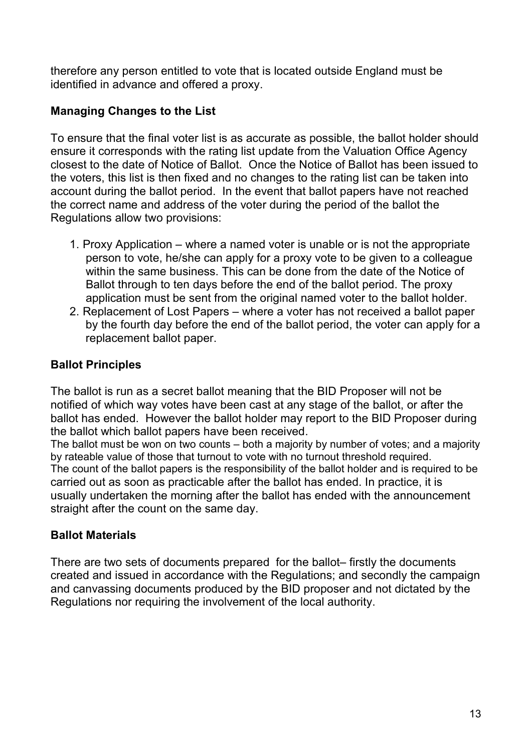therefore any person entitled to vote that is located outside England must be identified in advance and offered a proxy.

**Managing Changes to the List**

To ensure that the final voter list is as accurate as possible, the ballot holder should ensure it corresponds with the rating list update from the Valuation Office Agency closest to the date of Notice of Ballot. Once the Notice of Ballot has been issued to the voters, this list is then fixed and no changes to the rating list can be taken into account during the ballot period. In the event that ballot papers have not reached the correct name and address of the voter during the period of the ballot the Regulations allow two provisions:

1. Proxy Application – where a named voter is unable or is not the appropriate person to vote, he/she can apply for a proxy vote to be given to a colleague within the same business. This can be done from the date of the Notice of Ballot through to ten days before the end of the ballot period. The proxy application must be sent from the original named voter to the ballot holder.
2. Replacement of Lost Papers – where a voter has not received a ballot paper by the fourth day before the end of the ballot period, the voter can apply for a replacement ballot paper.

**Ballot Principles**

The ballot is run as a secret ballot meaning that the BID Proposer will not be notified of which way votes have been cast at any stage of the ballot, or after the ballot has ended. However the ballot holder may report to the BID Proposer during the ballot which ballot papers have been received.
The ballot must be won on two counts – both a majority by number of votes; and a majority by rateable value of those that turnout to vote with no turnout threshold required.
The count of the ballot papers is the responsibility of the ballot holder and is required to be carried out as soon as practicable after the ballot has ended. In practice, it is usually undertaken the morning after the ballot has ended with the announcement straight after the count on the same day.

**Ballot Materials**

There are two sets of documents prepared for the ballot– firstly the documents created and issued in accordance with the Regulations; and secondly the campaign and canvassing documents produced by the BID proposer and not dictated by the Regulations nor requiring the involvement of the local authority.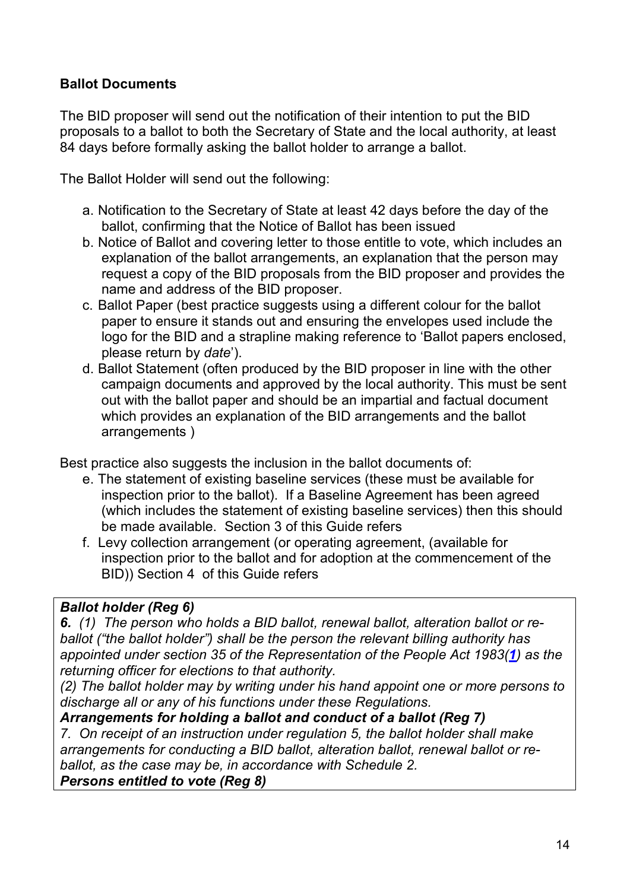**Ballot Documents**

The BID proposer will send out the notification of their intention to put the BID proposals to a ballot to both the Secretary of State and the local authority, at least 84 days before formally asking the ballot holder to arrange a ballot.

The Ballot Holder will send out the following:

a. Notification to the Secretary of State at least 42 days before the day of the ballot, confirming that the Notice of Ballot has been issued
b. Notice of Ballot and covering letter to those entitle to vote, which includes an explanation of the ballot arrangements, an explanation that the person may request a copy of the BID proposals from the BID proposer and provides the name and address of the BID proposer.
c. Ballot Paper (best practice suggests using a different colour for the ballot paper to ensure it stands out and ensuring the envelopes used include the logo for the BID and a strapline making reference to 'Ballot papers enclosed, please return by *date*').
d. Ballot Statement (often produced by the BID proposer in line with the other campaign documents and approved by the local authority. This must be sent out with the ballot paper and should be an impartial and factual document which provides an explanation of the BID arrangements and the ballot arrangements )

Best practice also suggests the inclusion in the ballot documents of:

e. The statement of existing baseline services (these must be available for inspection prior to the ballot). If a Baseline Agreement has been agreed (which includes the statement of existing baseline services) then this should be made available. Section 3 of this Guide refers
f. Levy collection arrangement (or operating agreement, (available for inspection prior to the ballot and for adoption at the commencement of the BID)) Section 4 of this Guide refers

***Ballot holder (Reg 6)***
***6.*** *(1) The person who holds a BID ballot, renewal ballot, alteration ballot or re-ballot ("the ballot holder") shall be the person the relevant billing authority has appointed under section 35 of the Representation of the People Act 1983([1]) as the returning officer for elections to that authority.*
*(2) The ballot holder may by writing under his hand appoint one or more persons to discharge all or any of his functions under these Regulations.*
***Arrangements for holding a ballot and conduct of a ballot (Reg 7)***
*7. On receipt of an instruction under regulation 5, the ballot holder shall make arrangements for conducting a BID ballot, alteration ballot, renewal ballot or re-ballot, as the case may be, in accordance with Schedule 2.*
***Persons entitled to vote (Reg 8)***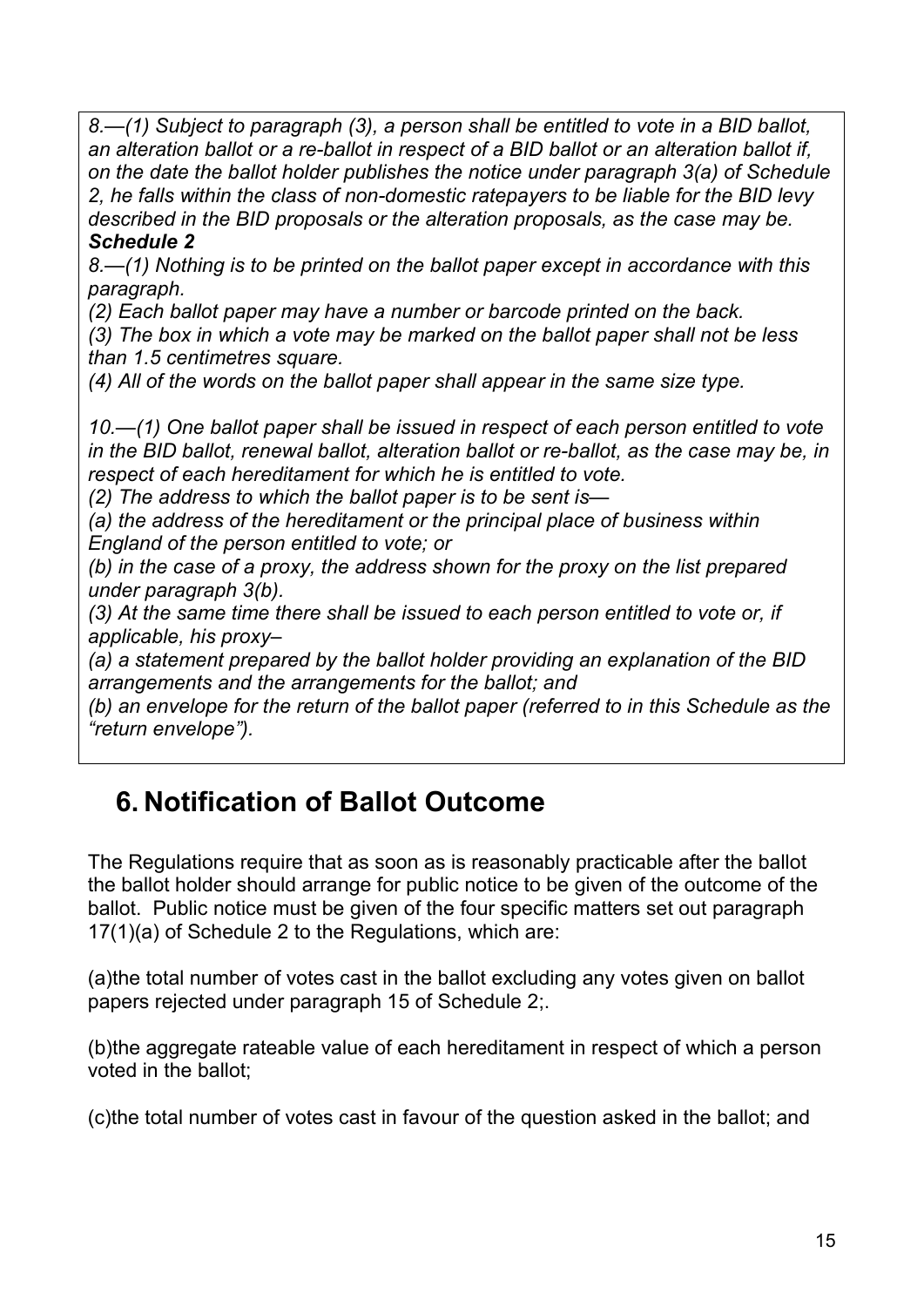*8.—(1) Subject to paragraph (3), a person shall be entitled to vote in a BID ballot, an alteration ballot or a re-ballot in respect of a BID ballot or an alteration ballot if, on the date the ballot holder publishes the notice under paragraph 3(a) of Schedule 2, he falls within the class of non-domestic ratepayers to be liable for the BID levy described in the BID proposals or the alteration proposals, as the case may be.*

***Schedule 2***

*8.—(1) Nothing is to be printed on the ballot paper except in accordance with this paragraph.*

*(2) Each ballot paper may have a number or barcode printed on the back.*

*(3) The box in which a vote may be marked on the ballot paper shall not be less than 1.5 centimetres square.*

*(4) All of the words on the ballot paper shall appear in the same size type.*

*10.—(1) One ballot paper shall be issued in respect of each person entitled to vote in the BID ballot, renewal ballot, alteration ballot or re-ballot, as the case may be, in respect of each hereditament for which he is entitled to vote.*

*(2) The address to which the ballot paper is to be sent is—*

*(a) the address of the hereditament or the principal place of business within England of the person entitled to vote; or*

*(b) in the case of a proxy, the address shown for the proxy on the list prepared under paragraph 3(b).*

*(3) At the same time there shall be issued to each person entitled to vote or, if applicable, his proxy–*

*(a) a statement prepared by the ballot holder providing an explanation of the BID arrangements and the arrangements for the ballot; and*

*(b) an envelope for the return of the ballot paper (referred to in this Schedule as the "return envelope").*

## 6. Notification of Ballot Outcome

The Regulations require that as soon as is reasonably practicable after the ballot the ballot holder should arrange for public notice to be given of the outcome of the ballot. Public notice must be given of the four specific matters set out paragraph 17(1)(a) of Schedule 2 to the Regulations, which are:

(a)the total number of votes cast in the ballot excluding any votes given on ballot papers rejected under paragraph 15 of Schedule 2;.

(b)the aggregate rateable value of each hereditament in respect of which a person voted in the ballot;

(c)the total number of votes cast in favour of the question asked in the ballot; and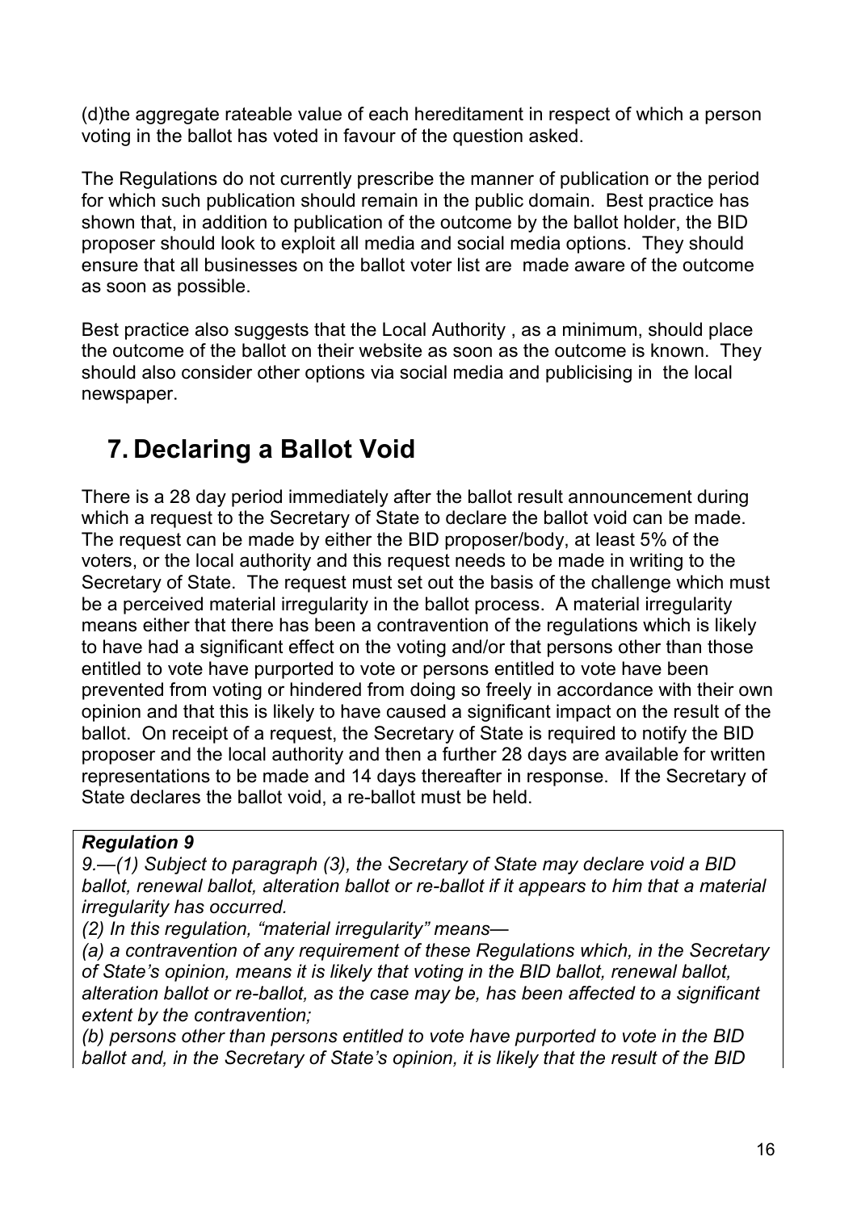(d)the aggregate rateable value of each hereditament in respect of which a person voting in the ballot has voted in favour of the question asked.

The Regulations do not currently prescribe the manner of publication or the period for which such publication should remain in the public domain. Best practice has shown that, in addition to publication of the outcome by the ballot holder, the BID proposer should look to exploit all media and social media options. They should ensure that all businesses on the ballot voter list are made aware of the outcome as soon as possible.

Best practice also suggests that the Local Authority , as a minimum, should place the outcome of the ballot on their website as soon as the outcome is known. They should also consider other options via social media and publicising in the local newspaper.

# 7. Declaring a Ballot Void

There is a 28 day period immediately after the ballot result announcement during which a request to the Secretary of State to declare the ballot void can be made. The request can be made by either the BID proposer/body, at least 5% of the voters, or the local authority and this request needs to be made in writing to the Secretary of State. The request must set out the basis of the challenge which must be a perceived material irregularity in the ballot process. A material irregularity means either that there has been a contravention of the regulations which is likely to have had a significant effect on the voting and/or that persons other than those entitled to vote have purported to vote or persons entitled to vote have been prevented from voting or hindered from doing so freely in accordance with their own opinion and that this is likely to have caused a significant impact on the result of the ballot. On receipt of a request, the Secretary of State is required to notify the BID proposer and the local authority and then a further 28 days are available for written representations to be made and 14 days thereafter in response. If the Secretary of State declares the ballot void, a re-ballot must be held.

***Regulation 9***

*9.—(1) Subject to paragraph (3), the Secretary of State may declare void a BID ballot, renewal ballot, alteration ballot or re-ballot if it appears to him that a material irregularity has occurred.*

*(2) In this regulation, "material irregularity" means—*

*(a) a contravention of any requirement of these Regulations which, in the Secretary of State's opinion, means it is likely that voting in the BID ballot, renewal ballot, alteration ballot or re-ballot, as the case may be, has been affected to a significant extent by the contravention;*

*(b) persons other than persons entitled to vote have purported to vote in the BID ballot and, in the Secretary of State's opinion, it is likely that the result of the BID*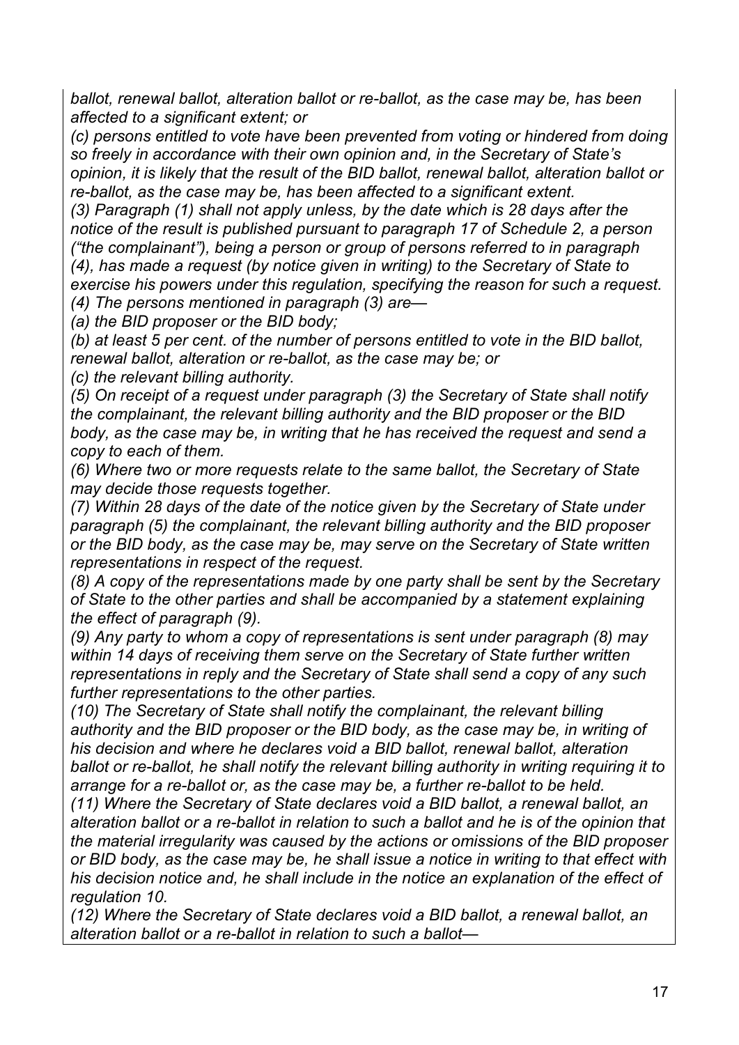*ballot, renewal ballot, alteration ballot or re-ballot, as the case may be, has been affected to a significant extent; or*

*(c) persons entitled to vote have been prevented from voting or hindered from doing so freely in accordance with their own opinion and, in the Secretary of State's opinion, it is likely that the result of the BID ballot, renewal ballot, alteration ballot or re-ballot, as the case may be, has been affected to a significant extent.*

*(3) Paragraph (1) shall not apply unless, by the date which is 28 days after the notice of the result is published pursuant to paragraph 17 of Schedule 2, a person ("the complainant"), being a person or group of persons referred to in paragraph (4), has made a request (by notice given in writing) to the Secretary of State to exercise his powers under this regulation, specifying the reason for such a request.*

*(4) The persons mentioned in paragraph (3) are—*

*(a) the BID proposer or the BID body;*

*(b) at least 5 per cent. of the number of persons entitled to vote in the BID ballot, renewal ballot, alteration or re-ballot, as the case may be; or*

*(c) the relevant billing authority.*

*(5) On receipt of a request under paragraph (3) the Secretary of State shall notify the complainant, the relevant billing authority and the BID proposer or the BID body, as the case may be, in writing that he has received the request and send a copy to each of them.*

*(6) Where two or more requests relate to the same ballot, the Secretary of State may decide those requests together.*

*(7) Within 28 days of the date of the notice given by the Secretary of State under paragraph (5) the complainant, the relevant billing authority and the BID proposer or the BID body, as the case may be, may serve on the Secretary of State written representations in respect of the request.*

*(8) A copy of the representations made by one party shall be sent by the Secretary of State to the other parties and shall be accompanied by a statement explaining the effect of paragraph (9).*

*(9) Any party to whom a copy of representations is sent under paragraph (8) may within 14 days of receiving them serve on the Secretary of State further written representations in reply and the Secretary of State shall send a copy of any such further representations to the other parties.*

*(10) The Secretary of State shall notify the complainant, the relevant billing authority and the BID proposer or the BID body, as the case may be, in writing of his decision and where he declares void a BID ballot, renewal ballot, alteration ballot or re-ballot, he shall notify the relevant billing authority in writing requiring it to arrange for a re-ballot or, as the case may be, a further re-ballot to be held.*

*(11) Where the Secretary of State declares void a BID ballot, a renewal ballot, an alteration ballot or a re-ballot in relation to such a ballot and he is of the opinion that the material irregularity was caused by the actions or omissions of the BID proposer or BID body, as the case may be, he shall issue a notice in writing to that effect with his decision notice and, he shall include in the notice an explanation of the effect of regulation 10.*

*(12) Where the Secretary of State declares void a BID ballot, a renewal ballot, an alteration ballot or a re-ballot in relation to such a ballot—*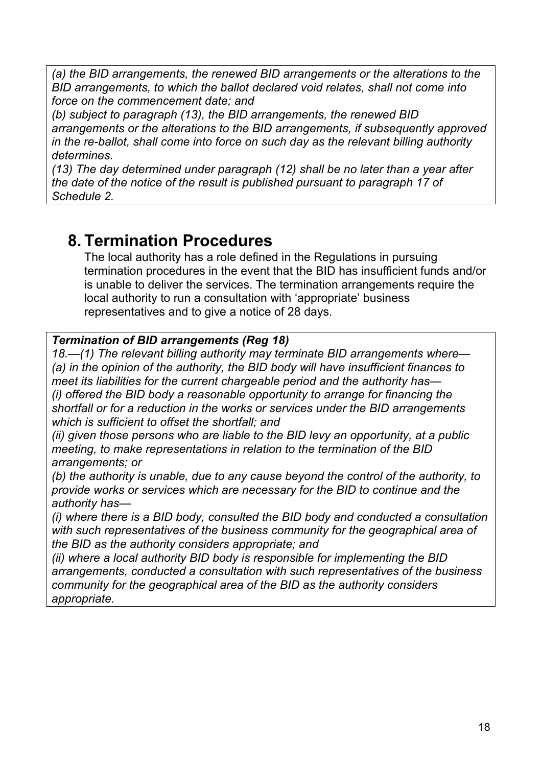*(a) the BID arrangements, the renewed BID arrangements or the alterations to the BID arrangements, to which the ballot declared void relates, shall not come into force on the commencement date; and*
*(b) subject to paragraph (13), the BID arrangements, the renewed BID arrangements or the alterations to the BID arrangements, if subsequently approved in the re-ballot, shall come into force on such day as the relevant billing authority determines.*
*(13) The day determined under paragraph (12) shall be no later than a year after the date of the notice of the result is published pursuant to paragraph 17 of Schedule 2.*

## 8. Termination Procedures

The local authority has a role defined in the Regulations in pursuing termination procedures in the event that the BID has insufficient funds and/or is unable to deliver the services. The termination arrangements require the local authority to run a consultation with 'appropriate' business representatives and to give a notice of 28 days.

***Termination of BID arrangements (Reg 18)***
*18.—(1) The relevant billing authority may terminate BID arrangements where—*
*(a) in the opinion of the authority, the BID body will have insufficient finances to meet its liabilities for the current chargeable period and the authority has—*
*(i) offered the BID body a reasonable opportunity to arrange for financing the shortfall or for a reduction in the works or services under the BID arrangements which is sufficient to offset the shortfall; and*
*(ii) given those persons who are liable to the BID levy an opportunity, at a public meeting, to make representations in relation to the termination of the BID arrangements; or*
*(b) the authority is unable, due to any cause beyond the control of the authority, to provide works or services which are necessary for the BID to continue and the authority has—*
*(i) where there is a BID body, consulted the BID body and conducted a consultation with such representatives of the business community for the geographical area of the BID as the authority considers appropriate; and*
*(ii) where a local authority BID body is responsible for implementing the BID arrangements, conducted a consultation with such representatives of the business community for the geographical area of the BID as the authority considers appropriate.*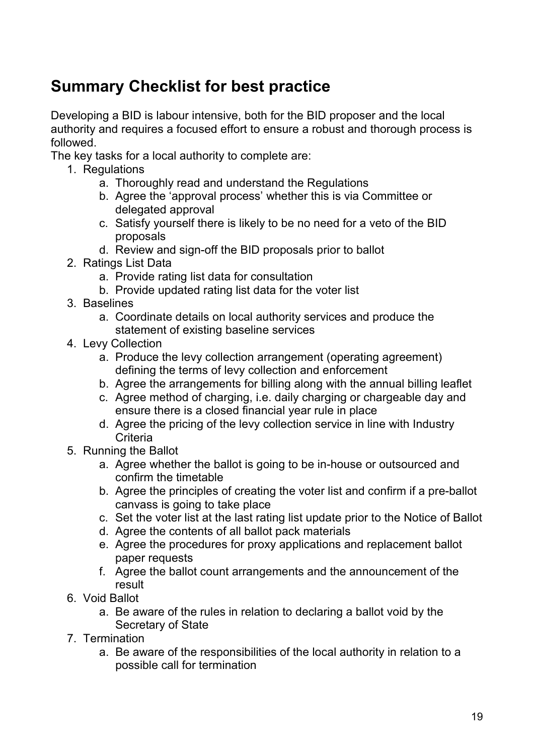## Summary Checklist for best practice

Developing a BID is labour intensive, both for the BID proposer and the local authority and requires a focused effort to ensure a robust and thorough process is followed.

The key tasks for a local authority to complete are:

1. Regulations
    a. Thoroughly read and understand the Regulations
    b. Agree the 'approval process' whether this is via Committee or delegated approval
    c. Satisfy yourself there is likely to be no need for a veto of the BID proposals
    d. Review and sign-off the BID proposals prior to ballot
2. Ratings List Data
    a. Provide rating list data for consultation
    b. Provide updated rating list data for the voter list
3. Baselines
    a. Coordinate details on local authority services and produce the statement of existing baseline services
4. Levy Collection
    a. Produce the levy collection arrangement (operating agreement) defining the terms of levy collection and enforcement
    b. Agree the arrangements for billing along with the annual billing leaflet
    c. Agree method of charging, i.e. daily charging or chargeable day and ensure there is a closed financial year rule in place
    d. Agree the pricing of the levy collection service in line with Industry Criteria
5. Running the Ballot
    a. Agree whether the ballot is going to be in-house or outsourced and confirm the timetable
    b. Agree the principles of creating the voter list and confirm if a pre-ballot canvass is going to take place
    c. Set the voter list at the last rating list update prior to the Notice of Ballot
    d. Agree the contents of all ballot pack materials
    e. Agree the procedures for proxy applications and replacement ballot paper requests
    f. Agree the ballot count arrangements and the announcement of the result
6. Void Ballot
    a. Be aware of the rules in relation to declaring a ballot void by the Secretary of State
7. Termination
    a. Be aware of the responsibilities of the local authority in relation to a possible call for termination